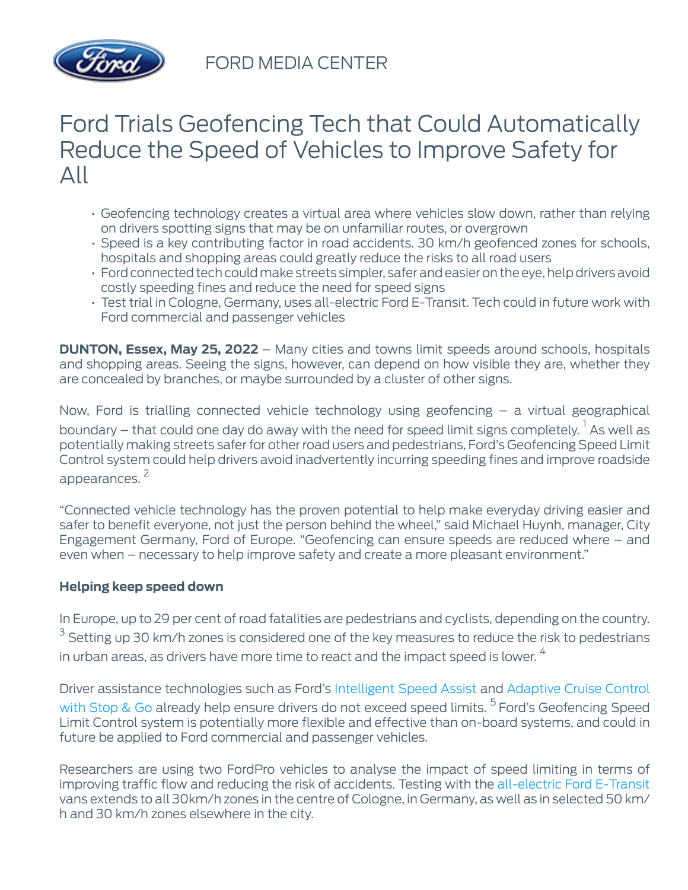FORD MEDIA CENTER

# Ford Trials Geofencing Tech that Could Automatically Reduce the Speed of Vehicles to Improve Safety for All

- Geofencing technology creates a virtual area where vehicles slow down, rather than relying on drivers spotting signs that may be on unfamiliar routes, or overgrown
- Speed is a key contributing factor in road accidents. 30 km/h geofenced zones for schools, hospitals and shopping areas could greatly reduce the risks to all road users
- Ford connected tech could make streets simpler, safer and easier on the eye, help drivers avoid costly speeding fines and reduce the need for speed signs
- Test trial in Cologne, Germany, uses all-electric Ford E-Transit. Tech could in future work with Ford commercial and passenger vehicles

**DUNTON, Essex, May 25, 2022** – Many cities and towns limit speeds around schools, hospitals and shopping areas. Seeing the signs, however, can depend on how visible they are, whether they are concealed by branches, or maybe surrounded by a cluster of other signs.

Now, Ford is trialling connected vehicle technology using geofencing – a virtual geographical boundary – that could one day do away with the need for speed limit signs completely.[1] As well as potentially making streets safer for other road users and pedestrians, Ford's Geofencing Speed Limit Control system could help drivers avoid inadvertently incurring speeding fines and improve roadside appearances.[2]

"Connected vehicle technology has the proven potential to help make everyday driving easier and safer to benefit everyone, not just the person behind the wheel," said Michael Huynh, manager, City Engagement Germany, Ford of Europe. "Geofencing can ensure speeds are reduced where – and even when – necessary to help improve safety and create a more pleasant environment."

**Helping keep speed down**

In Europe, up to 29 per cent of road fatalities are pedestrians and cyclists, depending on the country.[3] Setting up 30 km/h zones is considered one of the key measures to reduce the risk to pedestrians in urban areas, as drivers have more time to react and the impact speed is lower.[4]

Driver assistance technologies such as Ford's Intelligent Speed Assist and Adaptive Cruise Control with Stop & Go already help ensure drivers do not exceed speed limits.[5] Ford's Geofencing Speed Limit Control system is potentially more flexible and effective than on-board systems, and could in future be applied to Ford commercial and passenger vehicles.

Researchers are using two FordPro vehicles to analyse the impact of speed limiting in terms of improving traffic flow and reducing the risk of accidents. Testing with the all-electric Ford E-Transit vans extends to all 30km/h zones in the centre of Cologne, in Germany, as well as in selected 50 km/h and 30 km/h zones elsewhere in the city.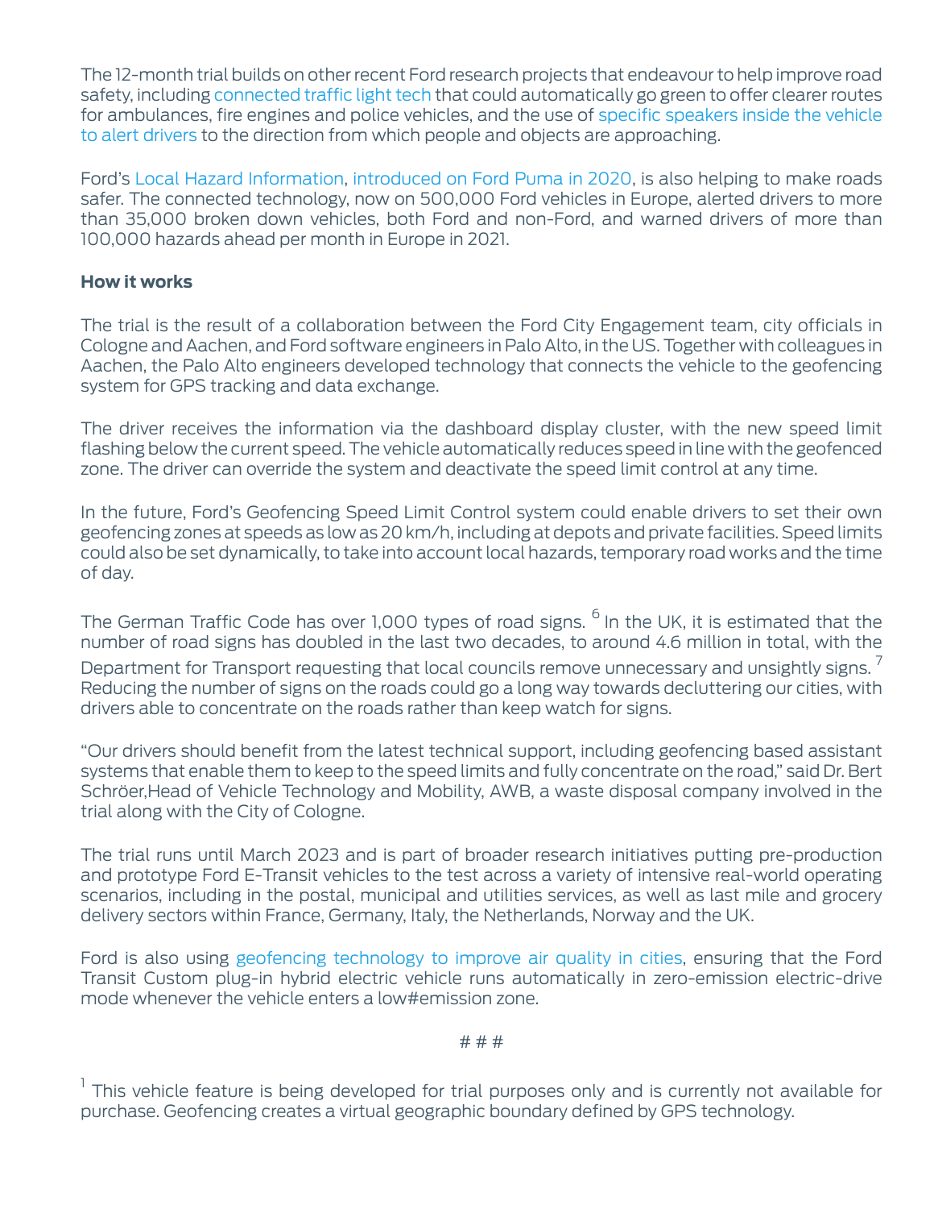The 12-month trial builds on other recent Ford research projects that endeavour to help improve road safety, including connected traffic light tech that could automatically go green to offer clearer routes for ambulances, fire engines and police vehicles, and the use of specific speakers inside the vehicle to alert drivers to the direction from which people and objects are approaching.

Ford's Local Hazard Information, introduced on Ford Puma in 2020, is also helping to make roads safer. The connected technology, now on 500,000 Ford vehicles in Europe, alerted drivers to more than 35,000 broken down vehicles, both Ford and non-Ford, and warned drivers of more than 100,000 hazards ahead per month in Europe in 2021.

**How it works**

The trial is the result of a collaboration between the Ford City Engagement team, city officials in Cologne and Aachen, and Ford software engineers in Palo Alto, in the US. Together with colleagues in Aachen, the Palo Alto engineers developed technology that connects the vehicle to the geofencing system for GPS tracking and data exchange.

The driver receives the information via the dashboard display cluster, with the new speed limit flashing below the current speed. The vehicle automatically reduces speed in line with the geofenced zone. The driver can override the system and deactivate the speed limit control at any time.

In the future, Ford's Geofencing Speed Limit Control system could enable drivers to set their own geofencing zones at speeds as low as 20 km/h, including at depots and private facilities. Speed limits could also be set dynamically, to take into account local hazards, temporary road works and the time of day.

The German Traffic Code has over 1,000 types of road signs. [6] In the UK, it is estimated that the number of road signs has doubled in the last two decades, to around 4.6 million in total, with the Department for Transport requesting that local councils remove unnecessary and unsightly signs. [7] Reducing the number of signs on the roads could go a long way towards decluttering our cities, with drivers able to concentrate on the roads rather than keep watch for signs.

"Our drivers should benefit from the latest technical support, including geofencing based assistant systems that enable them to keep to the speed limits and fully concentrate on the road," said Dr. Bert Schröer,Head of Vehicle Technology and Mobility, AWB, a waste disposal company involved in the trial along with the City of Cologne.

The trial runs until March 2023 and is part of broader research initiatives putting pre-production and prototype Ford E-Transit vehicles to the test across a variety of intensive real-world operating scenarios, including in the postal, municipal and utilities services, as well as last mile and grocery delivery sectors within France, Germany, Italy, the Netherlands, Norway and the UK.

Ford is also using geofencing technology to improve air quality in cities, ensuring that the Ford Transit Custom plug-in hybrid electric vehicle runs automatically in zero-emission electric-drive mode whenever the vehicle enters a low#emission zone.

# # #

[1] This vehicle feature is being developed for trial purposes only and is currently not available for purchase. Geofencing creates a virtual geographic boundary defined by GPS technology.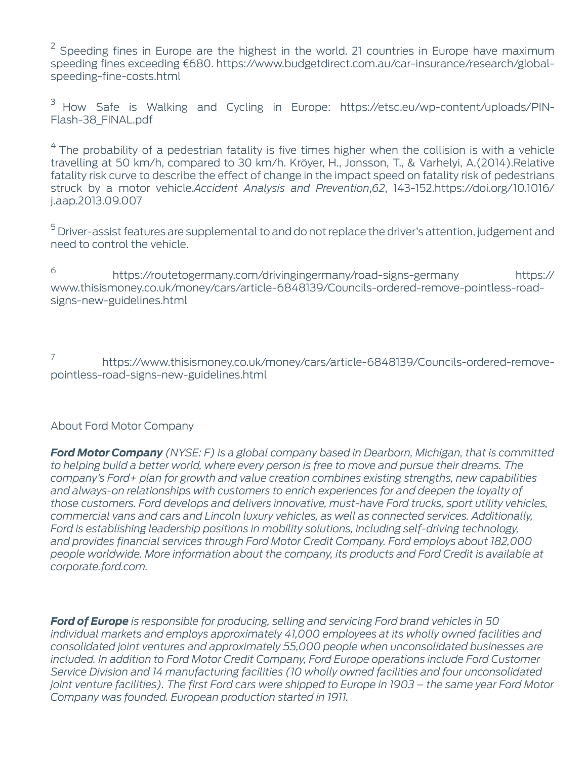[2] Speeding fines in Europe are the highest in the world. 21 countries in Europe have maximum speeding fines exceeding €680. https://www.budgetdirect.com.au/car-insurance/research/global-speeding-fine-costs.html

[3] How Safe is Walking and Cycling in Europe: https://etsc.eu/wp-content/uploads/PIN-Flash-38_FINAL.pdf

[4] The probability of a pedestrian fatality is five times higher when the collision is with a vehicle travelling at 50 km/h, compared to 30 km/h. Kröyer, H., Jonsson, T., & Varhelyi, A.(2014).Relative fatality risk curve to describe the effect of change in the impact speed on fatality risk of pedestrians struck by a motor vehicle.*Accident Analysis and Prevention*,*62*, 143-152.https://doi.org/10.1016/j.aap.2013.09.007

[5] Driver-assist features are supplemental to and do not replace the driver's attention, judgement and need to control the vehicle.

[6] https://routetogermany.com/drivingingermany/road-signs-germany https://www.thisismoney.co.uk/money/cars/article-6848139/Councils-ordered-remove-pointless-road-signs-new-guidelines.html

[7] https://www.thisismoney.co.uk/money/cars/article-6848139/Councils-ordered-remove-pointless-road-signs-new-guidelines.html

About Ford Motor Company

***Ford Motor Company*** *(NYSE: F) is a global company based in Dearborn, Michigan, that is committed to helping build a better world, where every person is free to move and pursue their dreams. The company's Ford+ plan for growth and value creation combines existing strengths, new capabilities and always-on relationships with customers to enrich experiences for and deepen the loyalty of those customers. Ford develops and delivers innovative, must-have Ford trucks, sport utility vehicles, commercial vans and cars and Lincoln luxury vehicles, as well as connected services. Additionally, Ford is establishing leadership positions in mobility solutions, including self-driving technology, and provides financial services through Ford Motor Credit Company. Ford employs about 182,000 people worldwide. More information about the company, its products and Ford Credit is available at corporate.ford.com.*

***Ford of Europe*** *is responsible for producing, selling and servicing Ford brand vehicles in 50 individual markets and employs approximately 41,000 employees at its wholly owned facilities and consolidated joint ventures and approximately 55,000 people when unconsolidated businesses are included. In addition to Ford Motor Credit Company, Ford Europe operations include Ford Customer Service Division and 14 manufacturing facilities (10 wholly owned facilities and four unconsolidated joint venture facilities). The first Ford cars were shipped to Europe in 1903 – the same year Ford Motor Company was founded. European production started in 1911.*